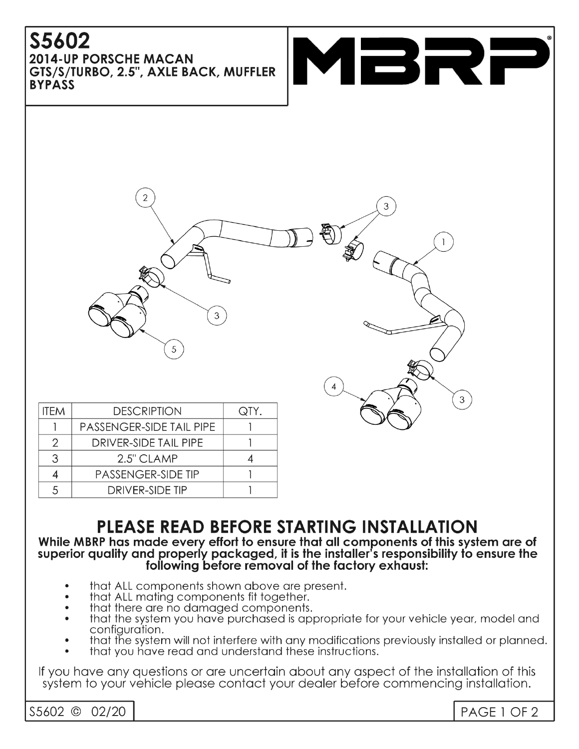# S5602

**2014-UP PORSCHE MACAN GTS/S/TURBO, 2.5", AXLE BACK, MUFFLER BYPASS**

MBRP®

| ITEM | DESCRIPTION | QTY. |
|---|---|---|
| 1 | PASSENGER-SIDE TAIL PIPE | 1 |
| 2 | DRIVER-SIDE TAIL PIPE | 1 |
| 3 | 2.5" CLAMP | 4 |
| 4 | PASSENGER-SIDE TIP | 1 |
| 5 | DRIVER-SIDE TIP | 1 |

## PLEASE READ BEFORE STARTING INSTALLATION

**While MBRP has made every effort to ensure that all components of this system are of superior quality and properly packaged, it is the installer's responsibility to ensure the following before removal of the factory exhaust:**

- that ALL components shown above are present.
- that ALL mating components fit together.
- that there are no damaged components.
- that the system you have purchased is appropriate for your vehicle year, model and configuration.
- that the system will not interfere with any modifications previously installed or planned.
- that you have read and understand these instructions.

If you have any questions or are uncertain about any aspect of the installation of this system to your vehicle please contact your dealer before commencing installation.

S5602 © 02/20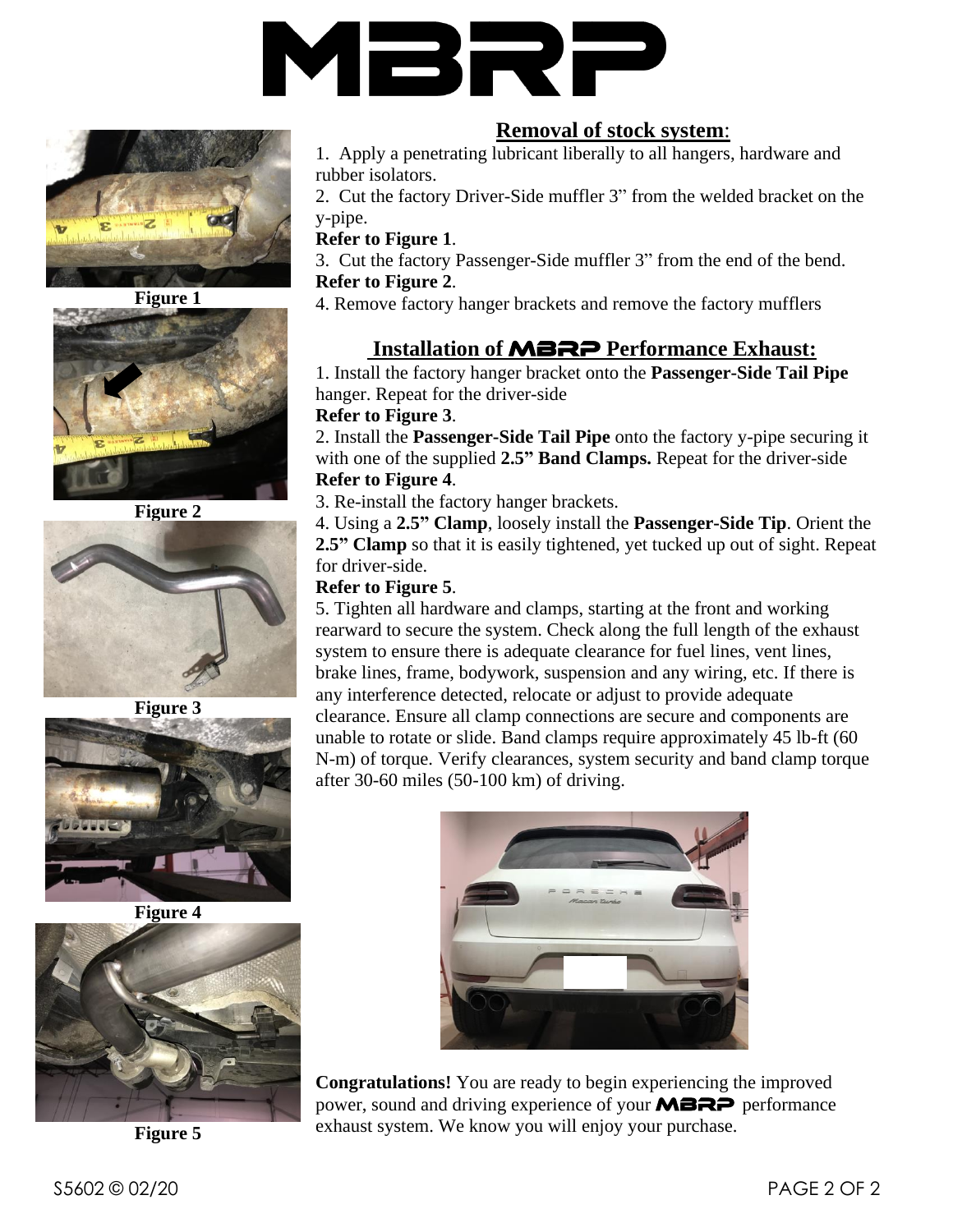# MBRP

## Removal of stock system:

1. Apply a penetrating lubricant liberally to all hangers, hardware and rubber isolators.
2. Cut the factory Driver-Side muffler 3" from the welded bracket on the y-pipe.
**Refer to Figure 1**.
3. Cut the factory Passenger-Side muffler 3" from the end of the bend.
**Refer to Figure 2**.
4. Remove factory hanger brackets and remove the factory mufflers

## Installation of MBRP Performance Exhaust:

1. Install the factory hanger bracket onto the **Passenger-Side Tail Pipe** hanger. Repeat for the driver-side
**Refer to Figure 3**.
2. Install the **Passenger-Side Tail Pipe** onto the factory y-pipe securing it with one of the supplied **2.5" Band Clamps.** Repeat for the driver-side
**Refer to Figure 4**.
3. Re-install the factory hanger brackets.
4. Using a **2.5" Clamp**, loosely install the **Passenger-Side Tip**. Orient the **2.5" Clamp** so that it is easily tightened, yet tucked up out of sight. Repeat for driver-side.
**Refer to Figure 5**.
5. Tighten all hardware and clamps, starting at the front and working rearward to secure the system. Check along the full length of the exhaust system to ensure there is adequate clearance for fuel lines, vent lines, brake lines, frame, bodywork, suspension and any wiring, etc. If there is any interference detected, relocate or adjust to provide adequate clearance. Ensure all clamp connections are secure and components are unable to rotate or slide. Band clamps require approximately 45 lb-ft (60 N-m) of torque. Verify clearances, system security and band clamp torque after 30-60 miles (50-100 km) of driving.

Figure 1

Figure 2

Figure 3

Figure 4

Figure 5

**Congratulations!** You are ready to begin experiencing the improved power, sound and driving experience of your MBRP performance exhaust system. We know you will enjoy your purchase.

S5602 © 02/20